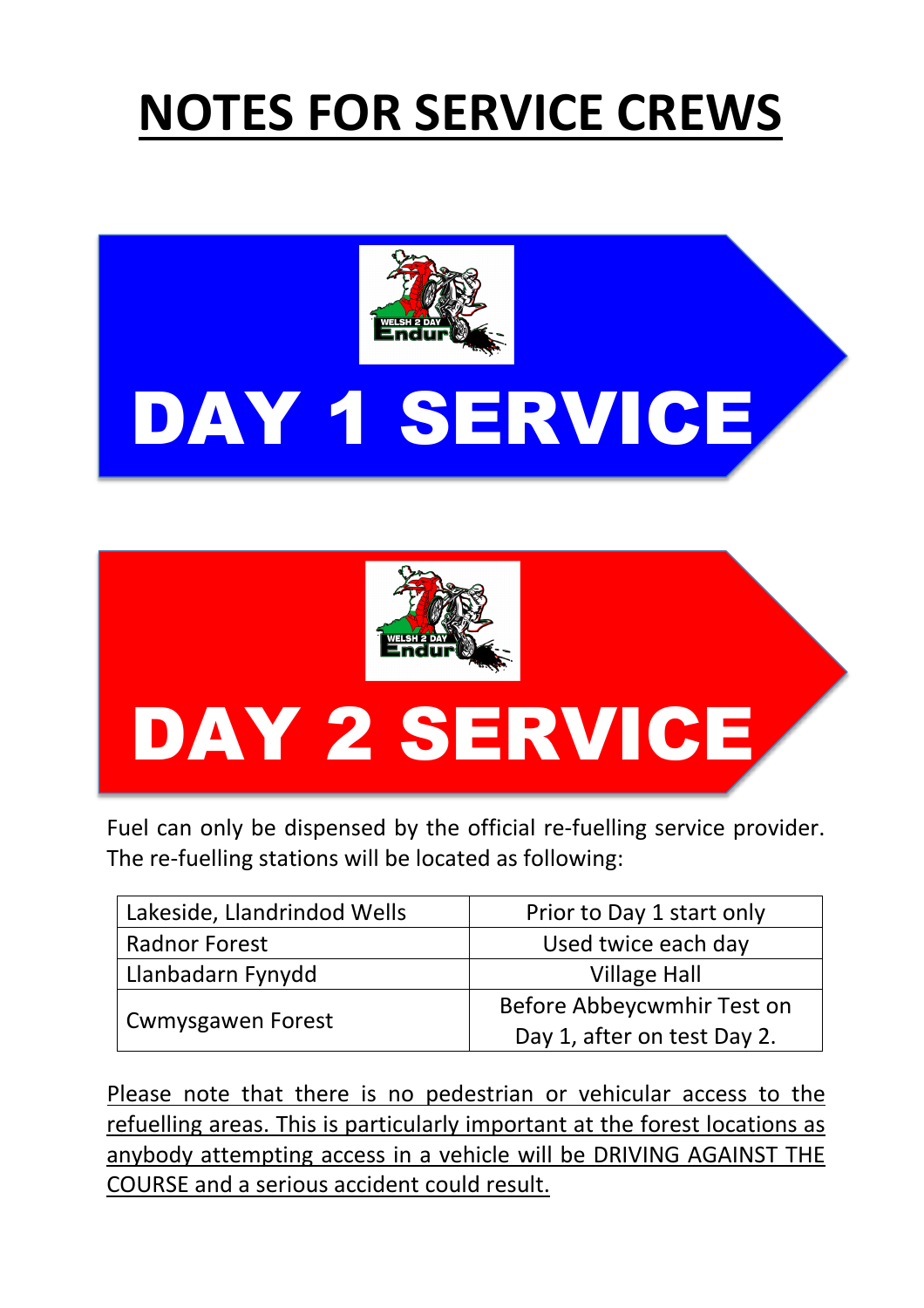# NOTES FOR SERVICE CREWS

WELSH 2 DAY Enduro

## DAY 1 SERVICE

WELSH 2 DAY Enduro

## DAY 2 SERVICE

Fuel can only be dispensed by the official re-fuelling service provider. The re-fuelling stations will be located as following:

| | |
|---|---|
| Lakeside, Llandrindod Wells | Prior to Day 1 start only |
| Radnor Forest | Used twice each day |
| Llanbadarn Fynydd | Village Hall |
| Cwmysgawen Forest | Before Abbeycwmhir Test on Day 1, after on test Day 2. |

Please note that there is no pedestrian or vehicular access to the refuelling areas. This is particularly important at the forest locations as anybody attempting access in a vehicle will be DRIVING AGAINST THE COURSE and a serious accident could result.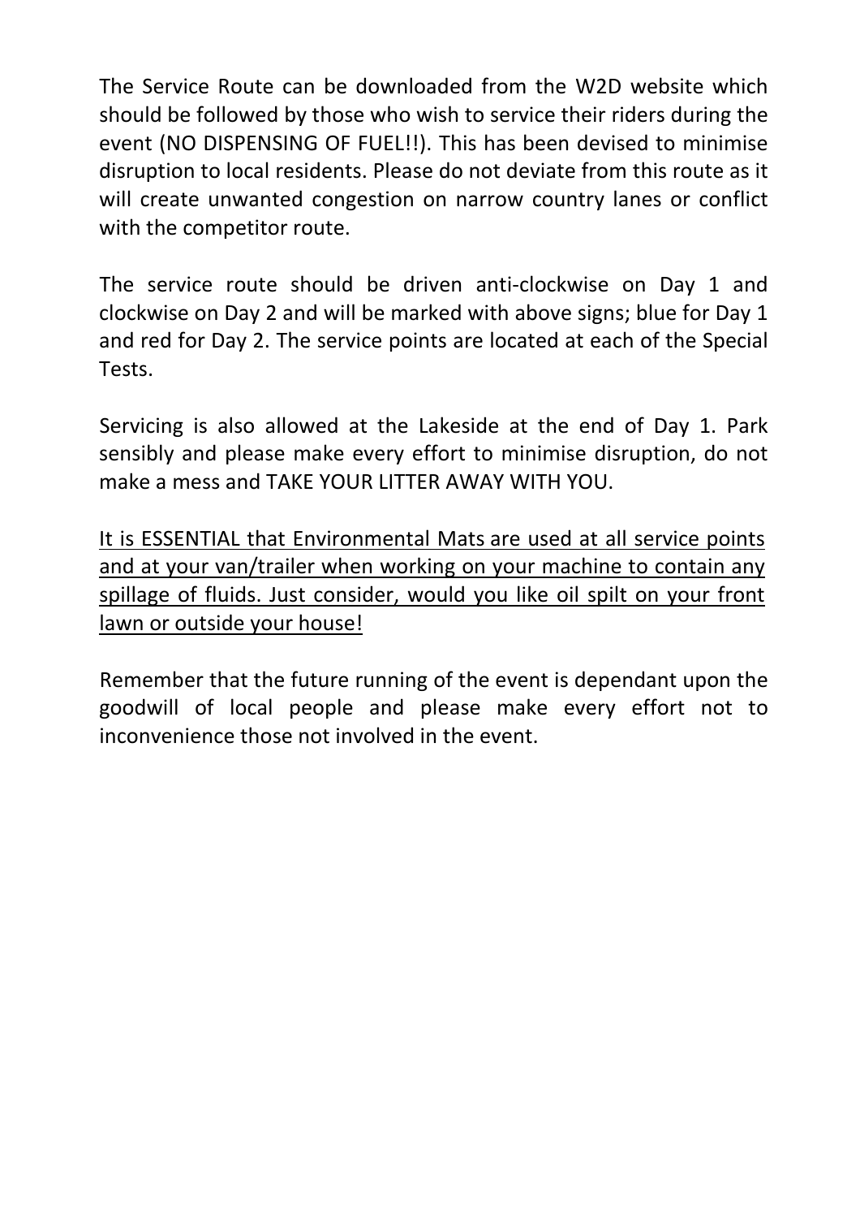The Service Route can be downloaded from the W2D website which should be followed by those who wish to service their riders during the event (NO DISPENSING OF FUEL!!). This has been devised to minimise disruption to local residents. Please do not deviate from this route as it will create unwanted congestion on narrow country lanes or conflict with the competitor route.

The service route should be driven anti-clockwise on Day 1 and clockwise on Day 2 and will be marked with above signs; blue for Day 1 and red for Day 2. The service points are located at each of the Special Tests.

Servicing is also allowed at the Lakeside at the end of Day 1. Park sensibly and please make every effort to minimise disruption, do not make a mess and TAKE YOUR LITTER AWAY WITH YOU.

<u>It is ESSENTIAL that Environmental Mats are used at all service points and at your van/trailer when working on your machine to contain any spillage of fluids. Just consider, would you like oil spilt on your front lawn or outside your house!</u>

Remember that the future running of the event is dependant upon the goodwill of local people and please make every effort not to inconvenience those not involved in the event.